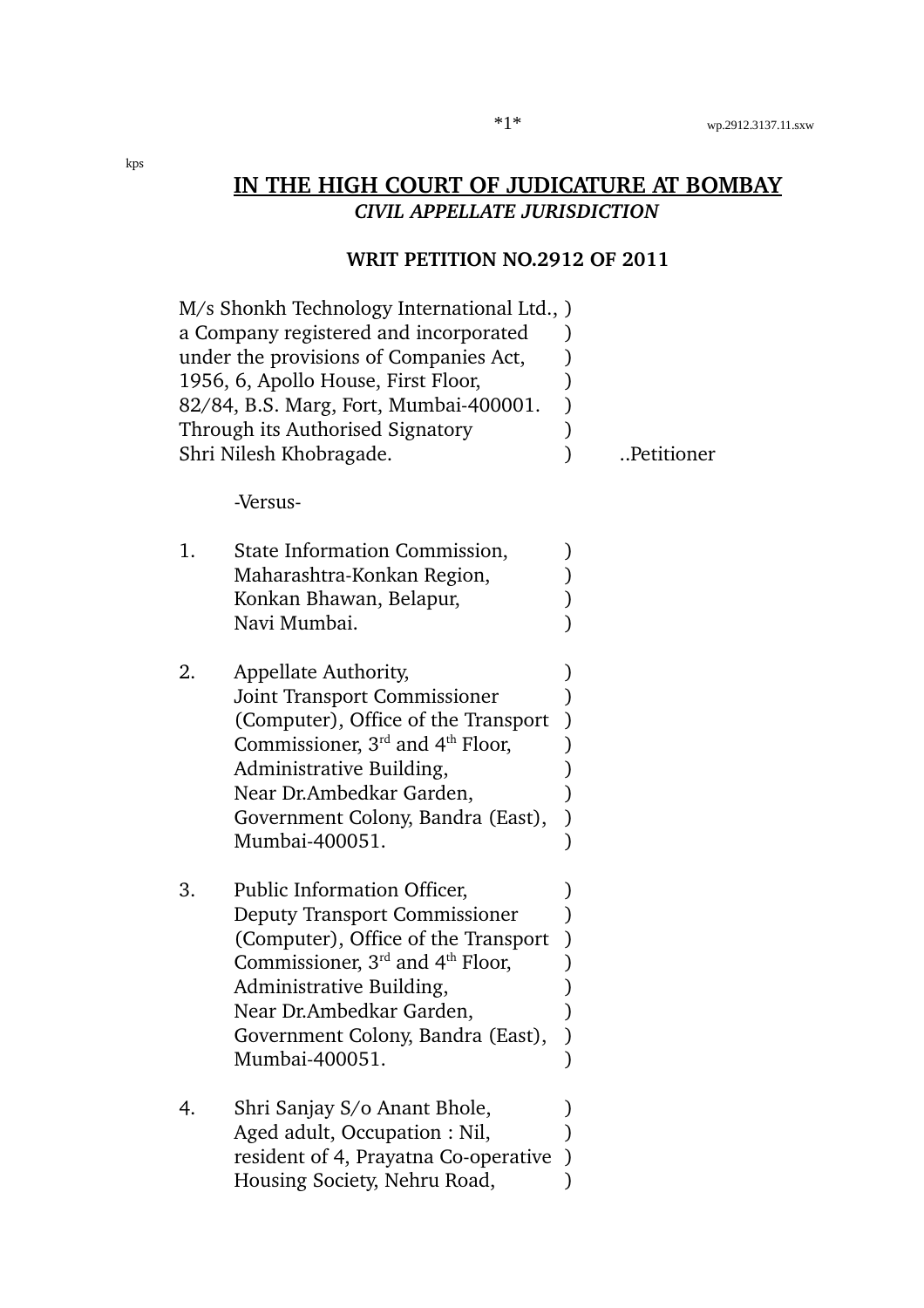kps

# IN THE HIGH COURT OF JUDICATURE AT BOMBAY

***CIVIL APPELLATE JURISDICTION***

**WRIT PETITION NO.2912 OF 2011**

M/s Shonkh Technology International Ltd., )
a Company registered and incorporated )
under the provisions of Companies Act, )
1956, 6, Apollo House, First Floor, )
82/84, B.S. Marg, Fort, Mumbai-400001. )
Through its Authorised Signatory )
Shri Nilesh Khobragade. ) ..Petitioner

-Versus-

1. State Information Commission, )
   Maharashtra-Konkan Region, )
   Konkan Bhawan, Belapur, )
   Navi Mumbai. )

2. Appellate Authority, )
   Joint Transport Commissioner )
   (Computer), Office of the Transport )
   Commissioner, 3rd and 4th Floor, )
   Administrative Building, )
   Near Dr.Ambedkar Garden, )
   Government Colony, Bandra (East), )
   Mumbai-400051. )

3. Public Information Officer, )
   Deputy Transport Commissioner )
   (Computer), Office of the Transport )
   Commissioner, 3rd and 4th Floor, )
   Administrative Building, )
   Near Dr.Ambedkar Garden, )
   Government Colony, Bandra (East), )
   Mumbai-400051. )

4. Shri Sanjay S/o Anant Bhole, )
   Aged adult, Occupation : Nil, )
   resident of 4, Prayatna Co-operative )
   Housing Society, Nehru Road, )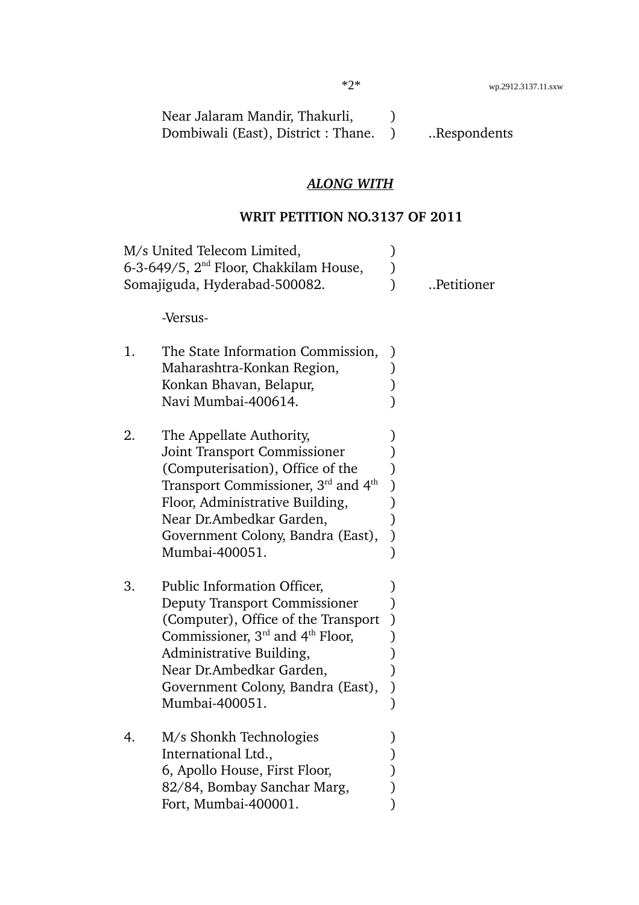Near Jalaram Mandir, Thakurli, )
Dombiwali (East), District : Thane. ) ..Respondents

***ALONG WITH***

**WRIT PETITION NO.3137 OF 2011**

M/s United Telecom Limited, )
6-3-649/5, 2nd Floor, Chakkilam House, )
Somajiguda, Hyderabad-500082. ) ..Petitioner

-Versus-

1. The State Information Commission, )
   Maharashtra-Konkan Region, )
   Konkan Bhavan, Belapur, )
   Navi Mumbai-400614. )

2. The Appellate Authority, )
   Joint Transport Commissioner )
   (Computerisation), Office of the )
   Transport Commissioner, 3rd and 4th )
   Floor, Administrative Building, )
   Near Dr.Ambedkar Garden, )
   Government Colony, Bandra (East), )
   Mumbai-400051. )

3. Public Information Officer, )
   Deputy Transport Commissioner )
   (Computer), Office of the Transport )
   Commissioner, 3rd and 4th Floor, )
   Administrative Building, )
   Near Dr.Ambedkar Garden, )
   Government Colony, Bandra (East), )
   Mumbai-400051. )

4. M/s Shonkh Technologies )
   International Ltd., )
   6, Apollo House, First Floor, )
   82/84, Bombay Sanchar Marg, )
   Fort, Mumbai-400001. )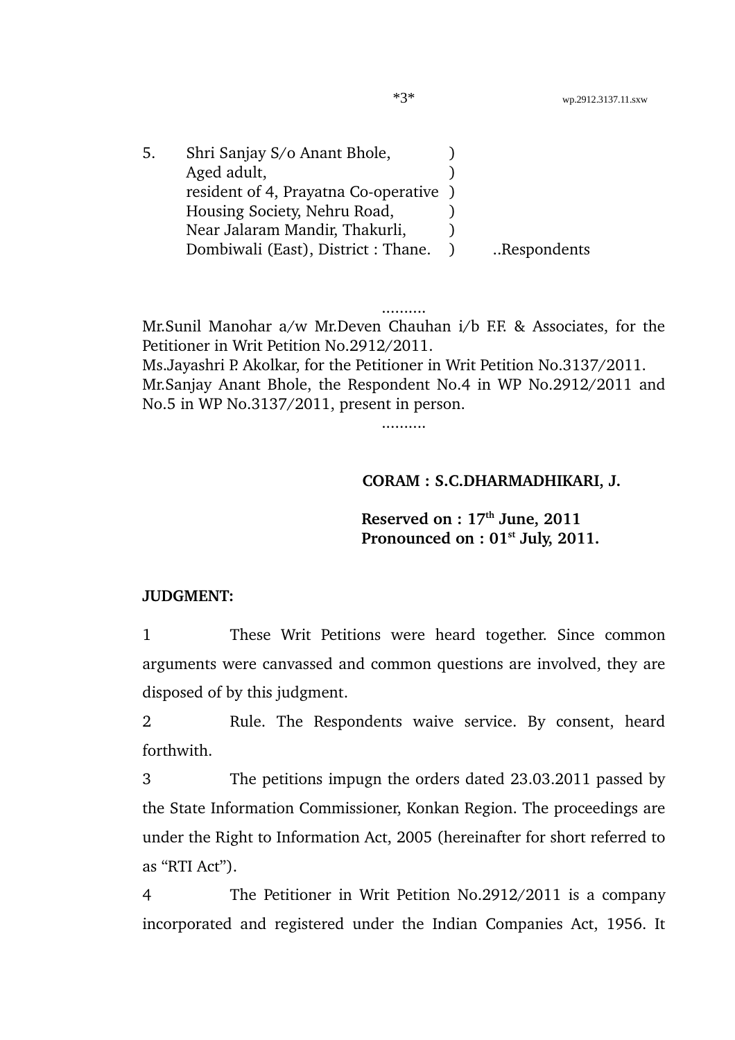5. Shri Sanjay S/o Anant Bhole, )
   Aged adult, )
   resident of 4, Prayatna Co-operative )
   Housing Society, Nehru Road, )
   Near Jalaram Mandir, Thakurli, )
   Dombiwali (East), District : Thane. ) ..Respondents

..........

Mr.Sunil Manohar a/w Mr.Deven Chauhan i/b F.F. & Associates, for the Petitioner in Writ Petition No.2912/2011.
Ms.Jayashri P. Akolkar, for the Petitioner in Writ Petition No.3137/2011.
Mr.Sanjay Anant Bhole, the Respondent No.4 in WP No.2912/2011 and No.5 in WP No.3137/2011, present in person.

..........

**CORAM : S.C.DHARMADHIKARI, J.**

**Reserved on : 17th June, 2011**
**Pronounced on : 01st July, 2011.**

**JUDGMENT:**

1 These Writ Petitions were heard together. Since common arguments were canvassed and common questions are involved, they are disposed of by this judgment.

2 Rule. The Respondents waive service. By consent, heard forthwith.

3 The petitions impugn the orders dated 23.03.2011 passed by the State Information Commissioner, Konkan Region. The proceedings are under the Right to Information Act, 2005 (hereinafter for short referred to as "RTI Act").

4 The Petitioner in Writ Petition No.2912/2011 is a company incorporated and registered under the Indian Companies Act, 1956. It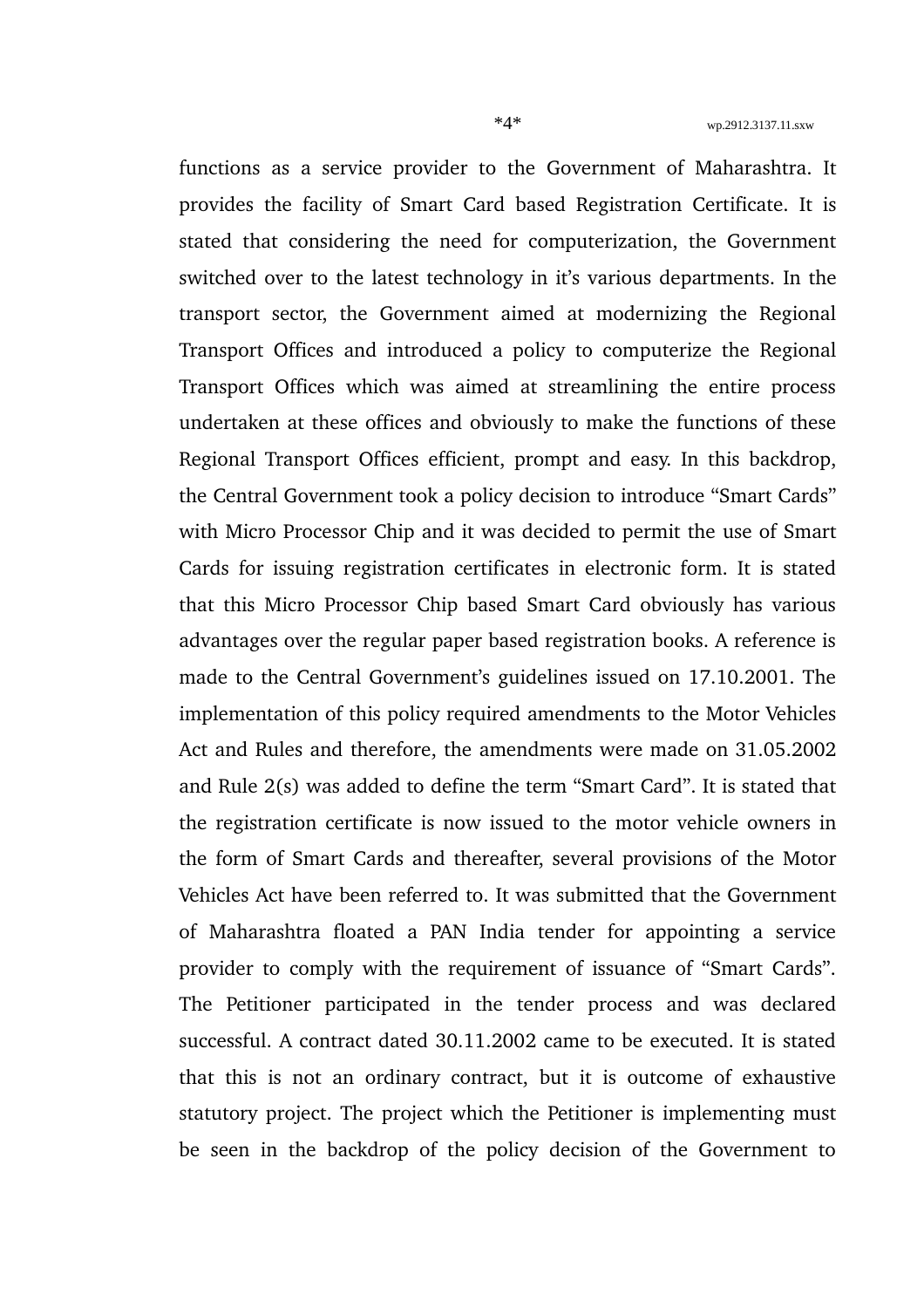functions as a service provider to the Government of Maharashtra. It provides the facility of Smart Card based Registration Certificate. It is stated that considering the need for computerization, the Government switched over to the latest technology in it's various departments. In the transport sector, the Government aimed at modernizing the Regional Transport Offices and introduced a policy to computerize the Regional Transport Offices which was aimed at streamlining the entire process undertaken at these offices and obviously to make the functions of these Regional Transport Offices efficient, prompt and easy. In this backdrop, the Central Government took a policy decision to introduce "Smart Cards" with Micro Processor Chip and it was decided to permit the use of Smart Cards for issuing registration certificates in electronic form. It is stated that this Micro Processor Chip based Smart Card obviously has various advantages over the regular paper based registration books. A reference is made to the Central Government's guidelines issued on 17.10.2001. The implementation of this policy required amendments to the Motor Vehicles Act and Rules and therefore, the amendments were made on 31.05.2002 and Rule 2(s) was added to define the term "Smart Card". It is stated that the registration certificate is now issued to the motor vehicle owners in the form of Smart Cards and thereafter, several provisions of the Motor Vehicles Act have been referred to. It was submitted that the Government of Maharashtra floated a PAN India tender for appointing a service provider to comply with the requirement of issuance of "Smart Cards". The Petitioner participated in the tender process and was declared successful. A contract dated 30.11.2002 came to be executed. It is stated that this is not an ordinary contract, but it is outcome of exhaustive statutory project. The project which the Petitioner is implementing must be seen in the backdrop of the policy decision of the Government to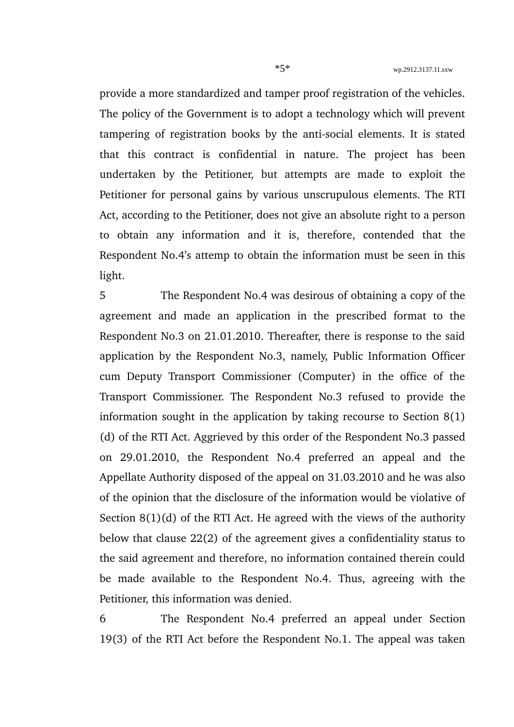provide a more standardized and tamper proof registration of the vehicles. The policy of the Government is to adopt a technology which will prevent tampering of registration books by the anti-social elements. It is stated that this contract is confidential in nature. The project has been undertaken by the Petitioner, but attempts are made to exploit the Petitioner for personal gains by various unscrupulous elements. The RTI Act, according to the Petitioner, does not give an absolute right to a person to obtain any information and it is, therefore, contended that the Respondent No.4's attemp to obtain the information must be seen in this light.

5 The Respondent No.4 was desirous of obtaining a copy of the agreement and made an application in the prescribed format to the Respondent No.3 on 21.01.2010. Thereafter, there is response to the said application by the Respondent No.3, namely, Public Information Officer cum Deputy Transport Commissioner (Computer) in the office of the Transport Commissioner. The Respondent No.3 refused to provide the information sought in the application by taking recourse to Section 8(1)(d) of the RTI Act. Aggrieved by this order of the Respondent No.3 passed on 29.01.2010, the Respondent No.4 preferred an appeal and the Appellate Authority disposed of the appeal on 31.03.2010 and he was also of the opinion that the disclosure of the information would be violative of Section 8(1)(d) of the RTI Act. He agreed with the views of the authority below that clause 22(2) of the agreement gives a confidentiality status to the said agreement and therefore, no information contained therein could be made available to the Respondent No.4. Thus, agreeing with the Petitioner, this information was denied.

6 The Respondent No.4 preferred an appeal under Section 19(3) of the RTI Act before the Respondent No.1. The appeal was taken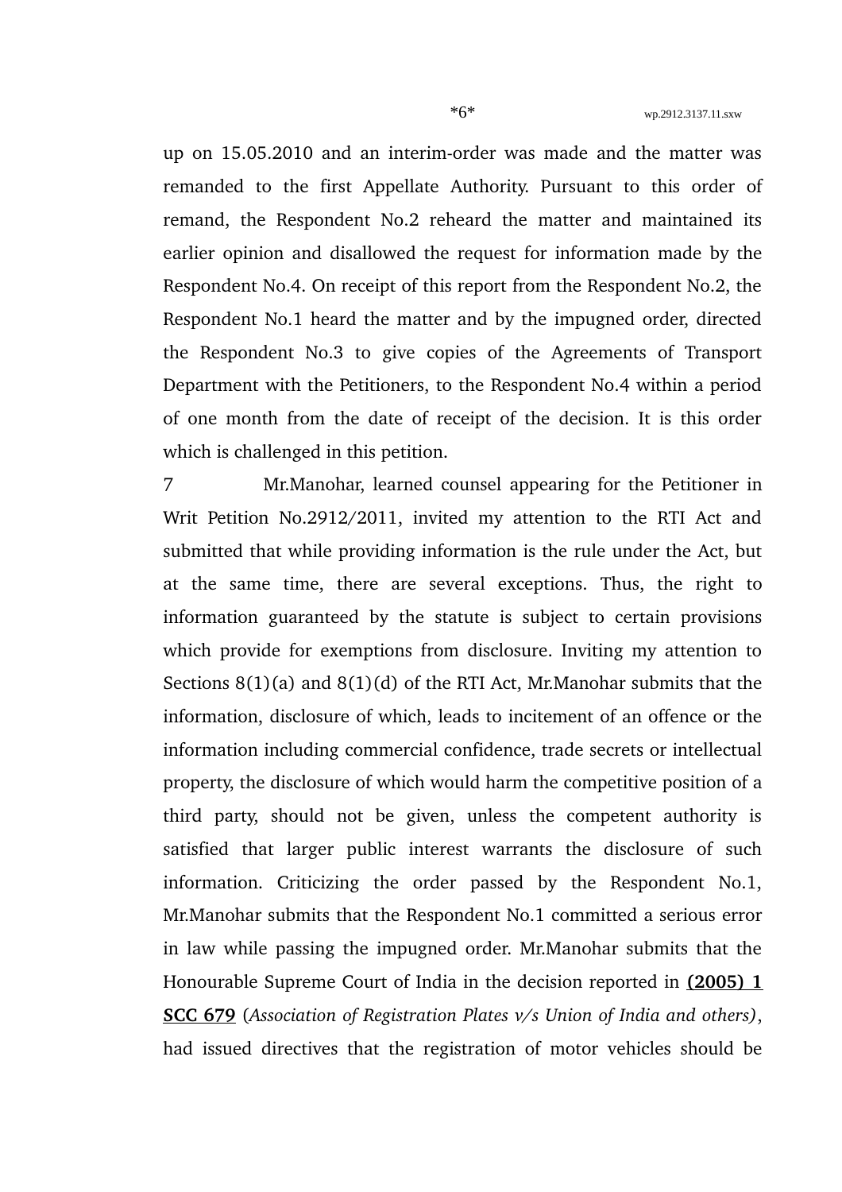up on 15.05.2010 and an interim-order was made and the matter was remanded to the first Appellate Authority. Pursuant to this order of remand, the Respondent No.2 reheard the matter and maintained its earlier opinion and disallowed the request for information made by the Respondent No.4. On receipt of this report from the Respondent No.2, the Respondent No.1 heard the matter and by the impugned order, directed the Respondent No.3 to give copies of the Agreements of Transport Department with the Petitioners, to the Respondent No.4 within a period of one month from the date of receipt of the decision. It is this order which is challenged in this petition.

7 Mr.Manohar, learned counsel appearing for the Petitioner in Writ Petition No.2912/2011, invited my attention to the RTI Act and submitted that while providing information is the rule under the Act, but at the same time, there are several exceptions. Thus, the right to information guaranteed by the statute is subject to certain provisions which provide for exemptions from disclosure. Inviting my attention to Sections 8(1)(a) and 8(1)(d) of the RTI Act, Mr.Manohar submits that the information, disclosure of which, leads to incitement of an offence or the information including commercial confidence, trade secrets or intellectual property, the disclosure of which would harm the competitive position of a third party, should not be given, unless the competent authority is satisfied that larger public interest warrants the disclosure of such information. Criticizing the order passed by the Respondent No.1, Mr.Manohar submits that the Respondent No.1 committed a serious error in law while passing the impugned order. Mr.Manohar submits that the Honourable Supreme Court of India in the decision reported in **(2005) 1 SCC 679** (*Association of Registration Plates v/s Union of India and others)*, had issued directives that the registration of motor vehicles should be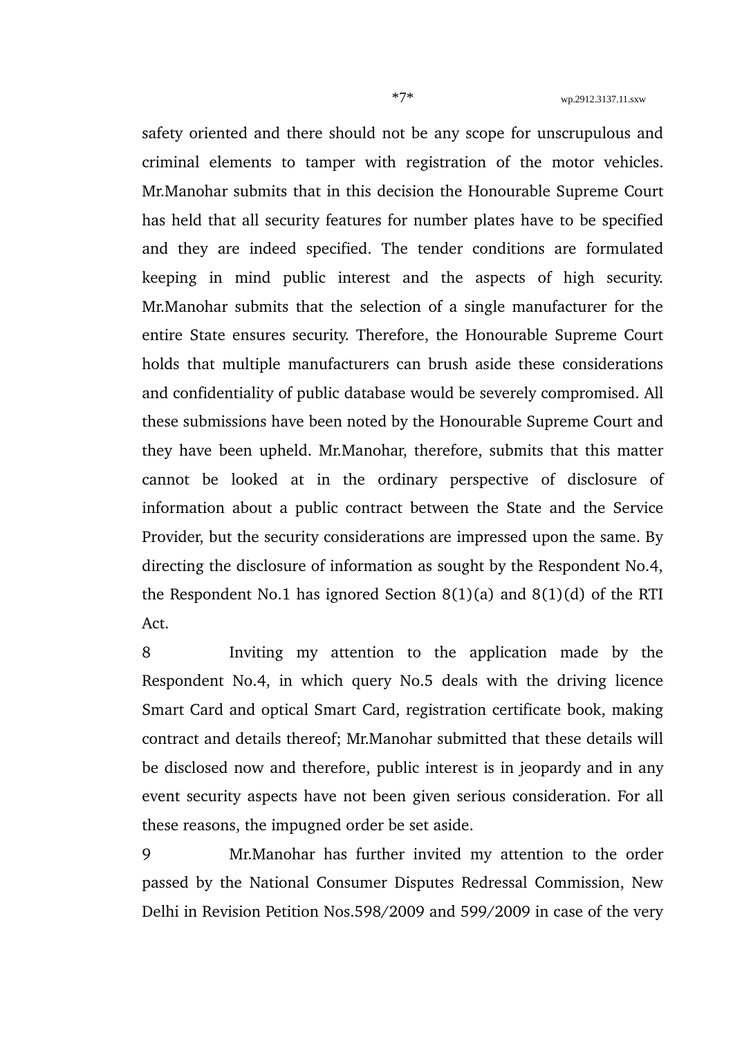safety oriented and there should not be any scope for unscrupulous and criminal elements to tamper with registration of the motor vehicles. Mr.Manohar submits that in this decision the Honourable Supreme Court has held that all security features for number plates have to be specified and they are indeed specified. The tender conditions are formulated keeping in mind public interest and the aspects of high security. Mr.Manohar submits that the selection of a single manufacturer for the entire State ensures security. Therefore, the Honourable Supreme Court holds that multiple manufacturers can brush aside these considerations and confidentiality of public database would be severely compromised. All these submissions have been noted by the Honourable Supreme Court and they have been upheld. Mr.Manohar, therefore, submits that this matter cannot be looked at in the ordinary perspective of disclosure of information about a public contract between the State and the Service Provider, but the security considerations are impressed upon the same. By directing the disclosure of information as sought by the Respondent No.4, the Respondent No.1 has ignored Section 8(1)(a) and 8(1)(d) of the RTI Act.

8 Inviting my attention to the application made by the Respondent No.4, in which query No.5 deals with the driving licence Smart Card and optical Smart Card, registration certificate book, making contract and details thereof; Mr.Manohar submitted that these details will be disclosed now and therefore, public interest is in jeopardy and in any event security aspects have not been given serious consideration. For all these reasons, the impugned order be set aside.

9 Mr.Manohar has further invited my attention to the order passed by the National Consumer Disputes Redressal Commission, New Delhi in Revision Petition Nos.598/2009 and 599/2009 in case of the very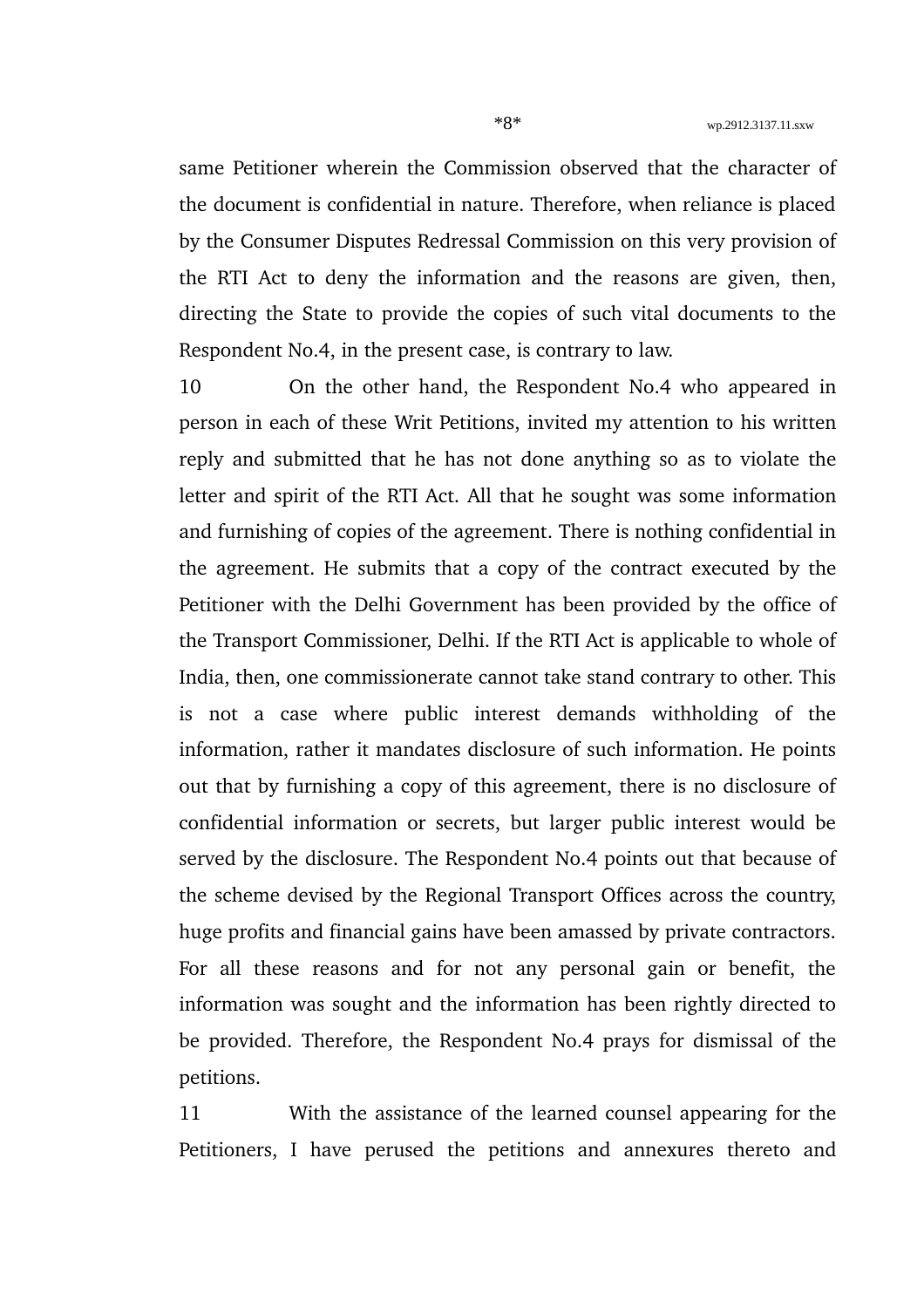same Petitioner wherein the Commission observed that the character of the document is confidential in nature. Therefore, when reliance is placed by the Consumer Disputes Redressal Commission on this very provision of the RTI Act to deny the information and the reasons are given, then, directing the State to provide the copies of such vital documents to the Respondent No.4, in the present case, is contrary to law.

10 On the other hand, the Respondent No.4 who appeared in person in each of these Writ Petitions, invited my attention to his written reply and submitted that he has not done anything so as to violate the letter and spirit of the RTI Act. All that he sought was some information and furnishing of copies of the agreement. There is nothing confidential in the agreement. He submits that a copy of the contract executed by the Petitioner with the Delhi Government has been provided by the office of the Transport Commissioner, Delhi. If the RTI Act is applicable to whole of India, then, one commissionerate cannot take stand contrary to other. This is not a case where public interest demands withholding of the information, rather it mandates disclosure of such information. He points out that by furnishing a copy of this agreement, there is no disclosure of confidential information or secrets, but larger public interest would be served by the disclosure. The Respondent No.4 points out that because of the scheme devised by the Regional Transport Offices across the country, huge profits and financial gains have been amassed by private contractors. For all these reasons and for not any personal gain or benefit, the information was sought and the information has been rightly directed to be provided. Therefore, the Respondent No.4 prays for dismissal of the petitions.

11 With the assistance of the learned counsel appearing for the Petitioners, I have perused the petitions and annexures thereto and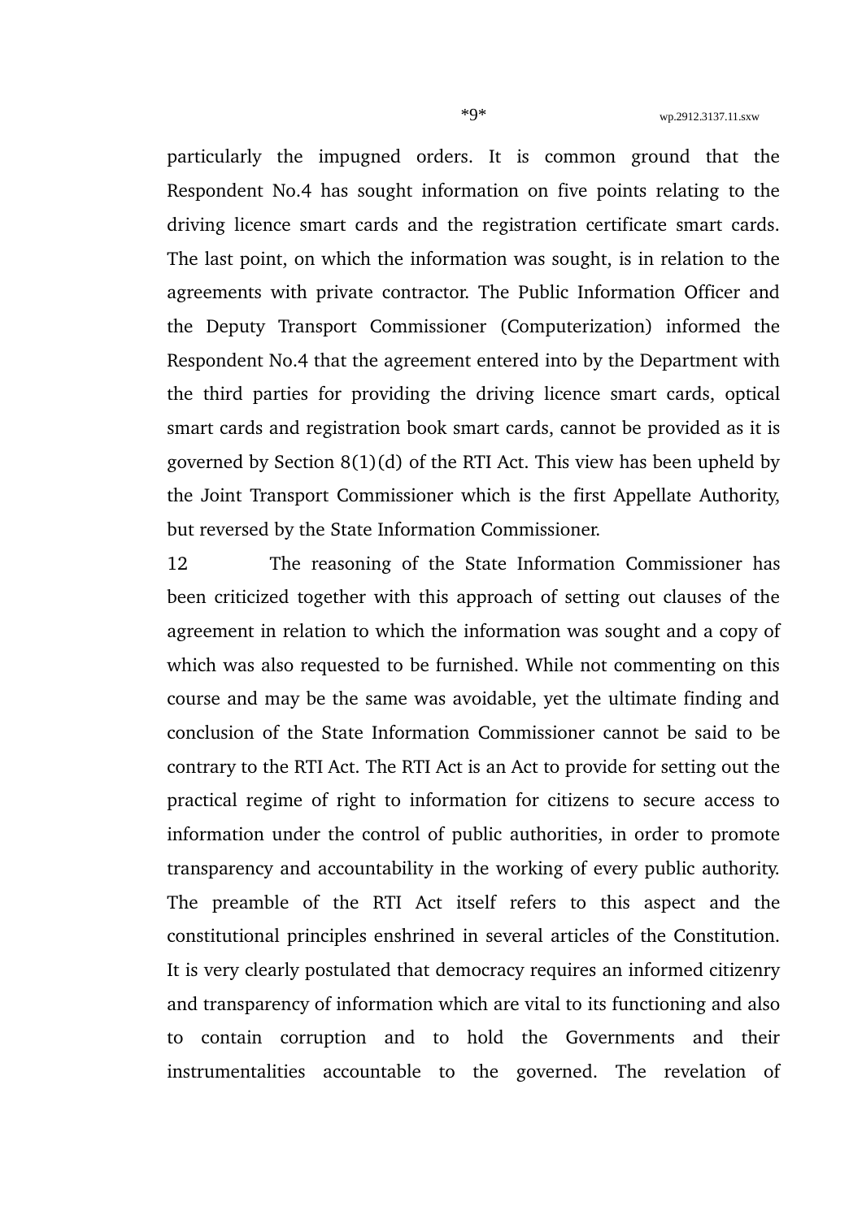particularly the impugned orders. It is common ground that the Respondent No.4 has sought information on five points relating to the driving licence smart cards and the registration certificate smart cards. The last point, on which the information was sought, is in relation to the agreements with private contractor. The Public Information Officer and the Deputy Transport Commissioner (Computerization) informed the Respondent No.4 that the agreement entered into by the Department with the third parties for providing the driving licence smart cards, optical smart cards and registration book smart cards, cannot be provided as it is governed by Section 8(1)(d) of the RTI Act. This view has been upheld by the Joint Transport Commissioner which is the first Appellate Authority, but reversed by the State Information Commissioner.

12 The reasoning of the State Information Commissioner has been criticized together with this approach of setting out clauses of the agreement in relation to which the information was sought and a copy of which was also requested to be furnished. While not commenting on this course and may be the same was avoidable, yet the ultimate finding and conclusion of the State Information Commissioner cannot be said to be contrary to the RTI Act. The RTI Act is an Act to provide for setting out the practical regime of right to information for citizens to secure access to information under the control of public authorities, in order to promote transparency and accountability in the working of every public authority. The preamble of the RTI Act itself refers to this aspect and the constitutional principles enshrined in several articles of the Constitution. It is very clearly postulated that democracy requires an informed citizenry and transparency of information which are vital to its functioning and also to contain corruption and to hold the Governments and their instrumentalities accountable to the governed. The revelation of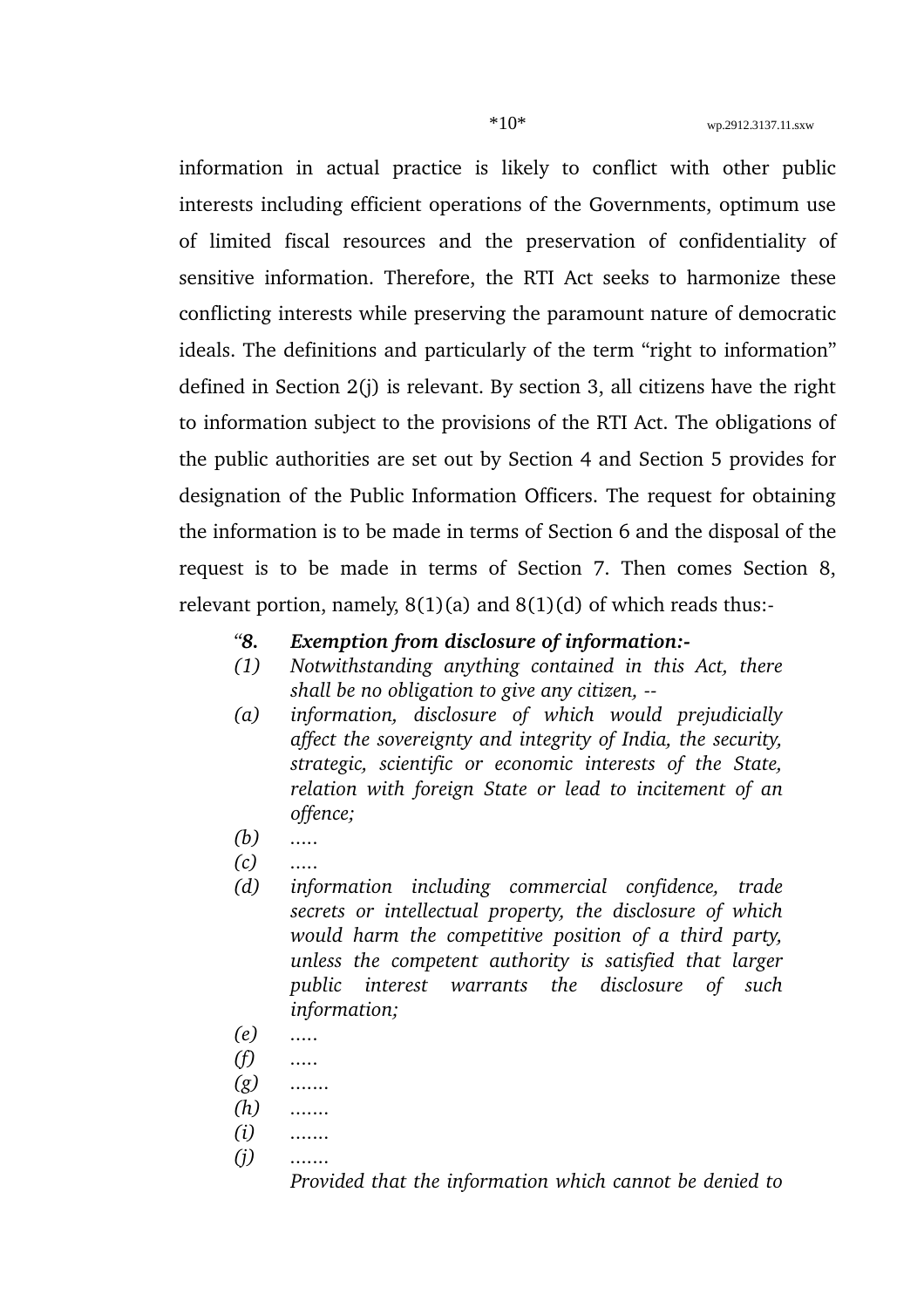information in actual practice is likely to conflict with other public interests including efficient operations of the Governments, optimum use of limited fiscal resources and the preservation of confidentiality of sensitive information. Therefore, the RTI Act seeks to harmonize these conflicting interests while preserving the paramount nature of democratic ideals. The definitions and particularly of the term "right to information" defined in Section 2(j) is relevant. By section 3, all citizens have the right to information subject to the provisions of the RTI Act. The obligations of the public authorities are set out by Section 4 and Section 5 provides for designation of the Public Information Officers. The request for obtaining the information is to be made in terms of Section 6 and the disposal of the request is to be made in terms of Section 7. Then comes Section 8, relevant portion, namely, 8(1)(a) and 8(1)(d) of which reads thus:-

> *"**8. Exemption from disclosure of information:-***
>
> *(1) Notwithstanding anything contained in this Act, there shall be no obligation to give any citizen, --*
>
> *(a) information, disclosure of which would prejudicially affect the sovereignty and integrity of India, the security, strategic, scientific or economic interests of the State, relation with foreign State or lead to incitement of an offence;*
>
> *(b) .....*
>
> *(c) .....*
>
> *(d) information including commercial confidence, trade secrets or intellectual property, the disclosure of which would harm the competitive position of a third party, unless the competent authority is satisfied that larger public interest warrants the disclosure of such information;*
>
> *(e) .....*
>
> *(f) .....*
>
> *(g) .......*
>
> *(h) .......*
>
> *(i) .......*
>
> *(j) .......*
>
> *Provided that the information which cannot be denied to*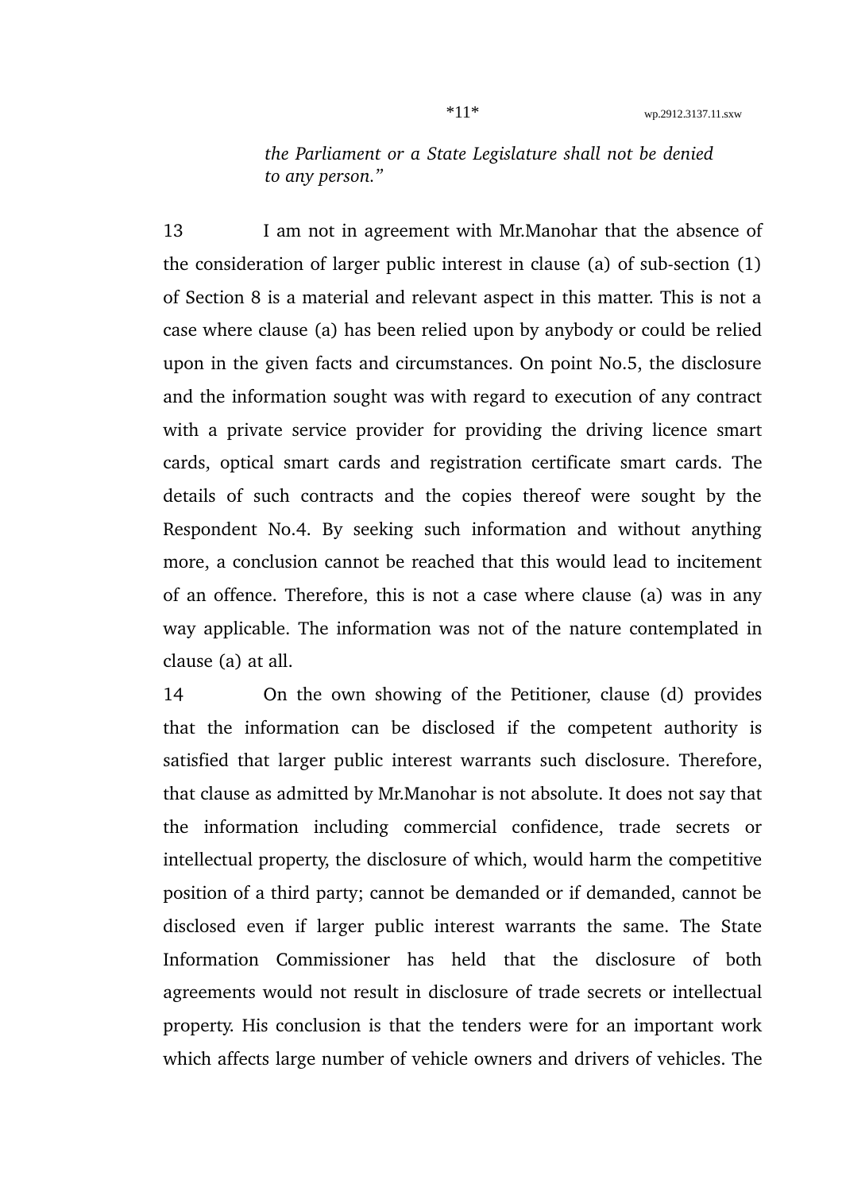*the Parliament or a State Legislature shall not be denied to any person."*

13 I am not in agreement with Mr.Manohar that the absence of the consideration of larger public interest in clause (a) of sub-section (1) of Section 8 is a material and relevant aspect in this matter. This is not a case where clause (a) has been relied upon by anybody or could be relied upon in the given facts and circumstances. On point No.5, the disclosure and the information sought was with regard to execution of any contract with a private service provider for providing the driving licence smart cards, optical smart cards and registration certificate smart cards. The details of such contracts and the copies thereof were sought by the Respondent No.4. By seeking such information and without anything more, a conclusion cannot be reached that this would lead to incitement of an offence. Therefore, this is not a case where clause (a) was in any way applicable. The information was not of the nature contemplated in clause (a) at all.

14 On the own showing of the Petitioner, clause (d) provides that the information can be disclosed if the competent authority is satisfied that larger public interest warrants such disclosure. Therefore, that clause as admitted by Mr.Manohar is not absolute. It does not say that the information including commercial confidence, trade secrets or intellectual property, the disclosure of which, would harm the competitive position of a third party; cannot be demanded or if demanded, cannot be disclosed even if larger public interest warrants the same. The State Information Commissioner has held that the disclosure of both agreements would not result in disclosure of trade secrets or intellectual property. His conclusion is that the tenders were for an important work which affects large number of vehicle owners and drivers of vehicles. The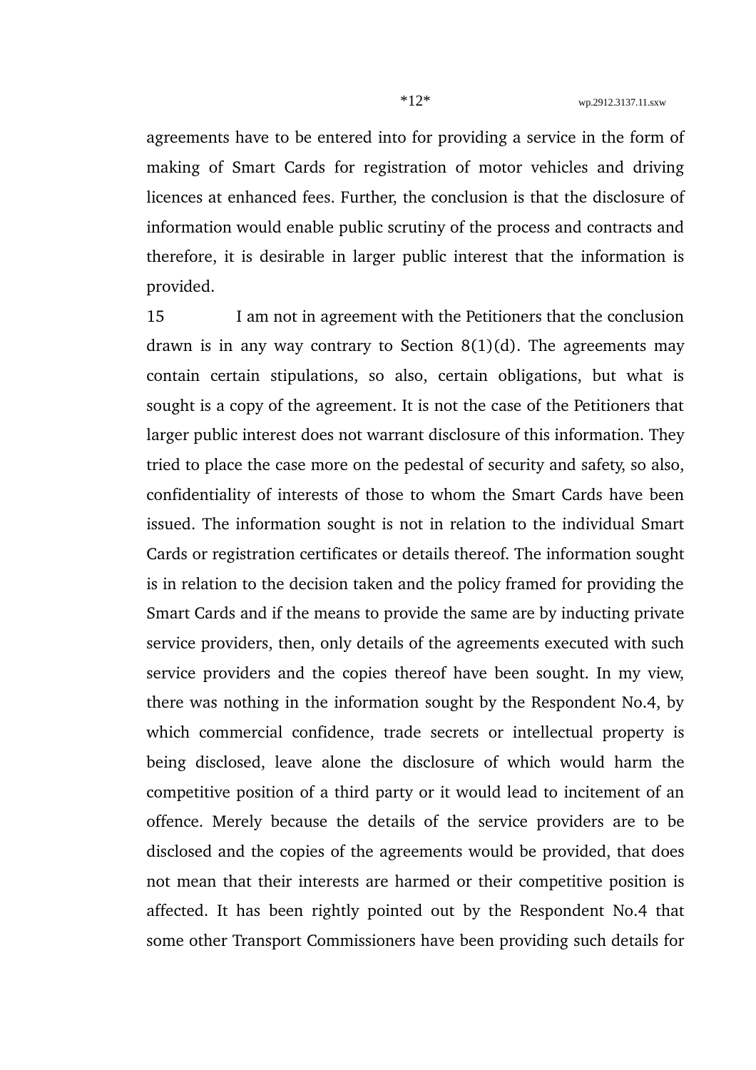agreements have to be entered into for providing a service in the form of making of Smart Cards for registration of motor vehicles and driving licences at enhanced fees. Further, the conclusion is that the disclosure of information would enable public scrutiny of the process and contracts and therefore, it is desirable in larger public interest that the information is provided.

15 I am not in agreement with the Petitioners that the conclusion drawn is in any way contrary to Section 8(1)(d). The agreements may contain certain stipulations, so also, certain obligations, but what is sought is a copy of the agreement. It is not the case of the Petitioners that larger public interest does not warrant disclosure of this information. They tried to place the case more on the pedestal of security and safety, so also, confidentiality of interests of those to whom the Smart Cards have been issued. The information sought is not in relation to the individual Smart Cards or registration certificates or details thereof. The information sought is in relation to the decision taken and the policy framed for providing the Smart Cards and if the means to provide the same are by inducting private service providers, then, only details of the agreements executed with such service providers and the copies thereof have been sought. In my view, there was nothing in the information sought by the Respondent No.4, by which commercial confidence, trade secrets or intellectual property is being disclosed, leave alone the disclosure of which would harm the competitive position of a third party or it would lead to incitement of an offence. Merely because the details of the service providers are to be disclosed and the copies of the agreements would be provided, that does not mean that their interests are harmed or their competitive position is affected. It has been rightly pointed out by the Respondent No.4 that some other Transport Commissioners have been providing such details for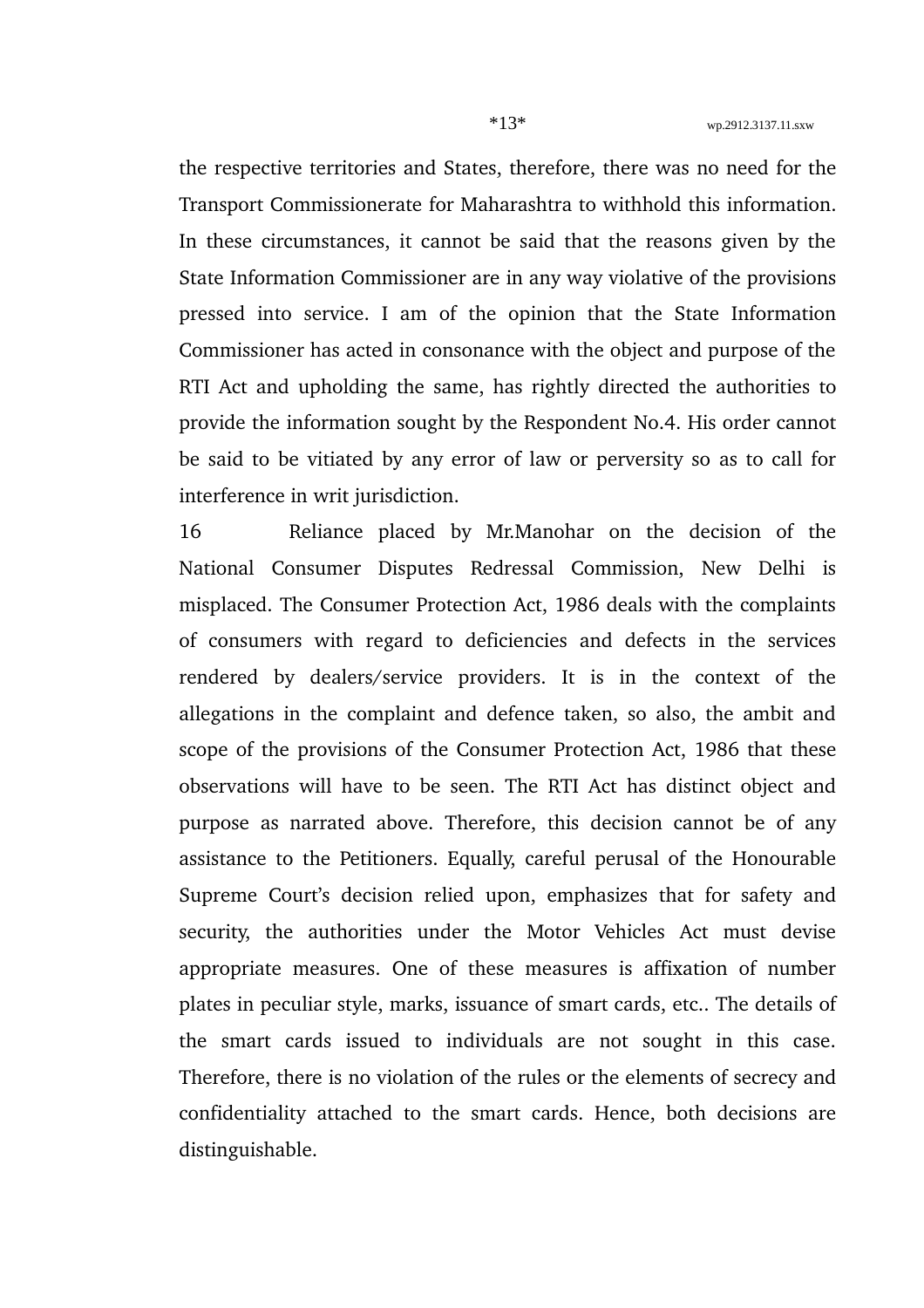the respective territories and States, therefore, there was no need for the Transport Commissionerate for Maharashtra to withhold this information. In these circumstances, it cannot be said that the reasons given by the State Information Commissioner are in any way violative of the provisions pressed into service. I am of the opinion that the State Information Commissioner has acted in consonance with the object and purpose of the RTI Act and upholding the same, has rightly directed the authorities to provide the information sought by the Respondent No.4. His order cannot be said to be vitiated by any error of law or perversity so as to call for interference in writ jurisdiction.

16 Reliance placed by Mr.Manohar on the decision of the National Consumer Disputes Redressal Commission, New Delhi is misplaced. The Consumer Protection Act, 1986 deals with the complaints of consumers with regard to deficiencies and defects in the services rendered by dealers/service providers. It is in the context of the allegations in the complaint and defence taken, so also, the ambit and scope of the provisions of the Consumer Protection Act, 1986 that these observations will have to be seen. The RTI Act has distinct object and purpose as narrated above. Therefore, this decision cannot be of any assistance to the Petitioners. Equally, careful perusal of the Honourable Supreme Court's decision relied upon, emphasizes that for safety and security, the authorities under the Motor Vehicles Act must devise appropriate measures. One of these measures is affixation of number plates in peculiar style, marks, issuance of smart cards, etc.. The details of the smart cards issued to individuals are not sought in this case. Therefore, there is no violation of the rules or the elements of secrecy and confidentiality attached to the smart cards. Hence, both decisions are distinguishable.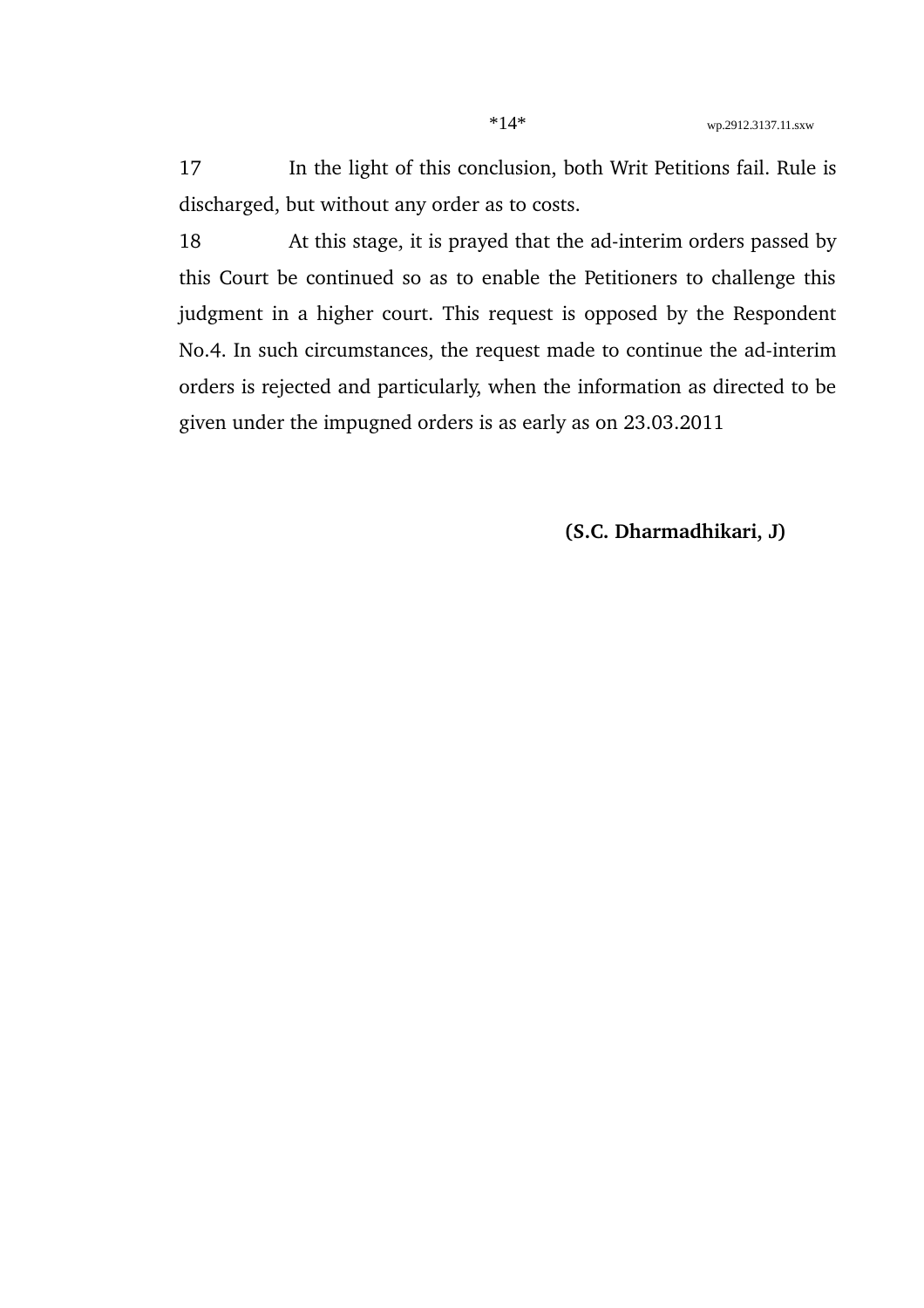17 In the light of this conclusion, both Writ Petitions fail. Rule is discharged, but without any order as to costs.

18 At this stage, it is prayed that the ad-interim orders passed by this Court be continued so as to enable the Petitioners to challenge this judgment in a higher court. This request is opposed by the Respondent No.4. In such circumstances, the request made to continue the ad-interim orders is rejected and particularly, when the information as directed to be given under the impugned orders is as early as on 23.03.2011

**(S.C. Dharmadhikari, J)**